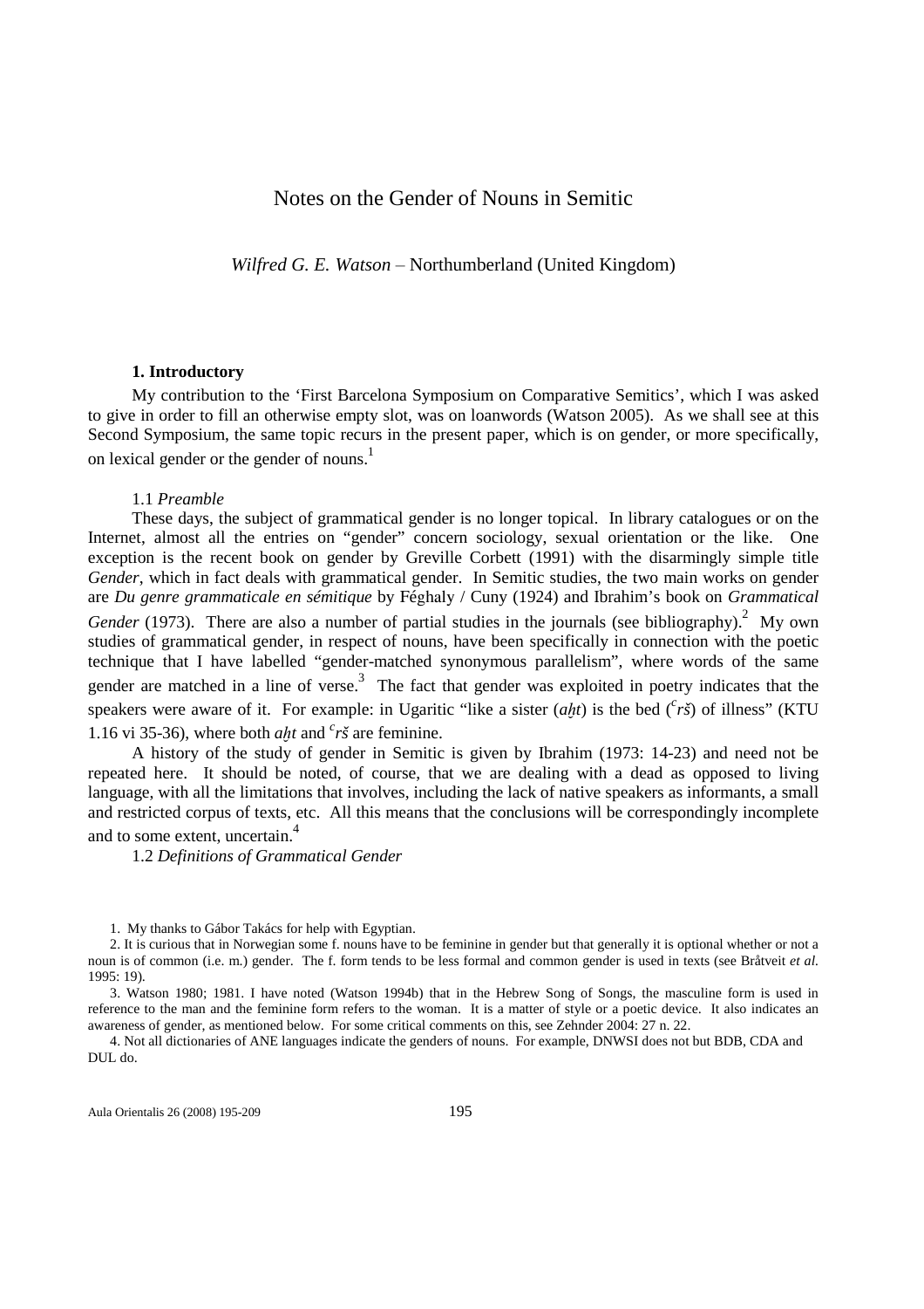# Notes on the Gender of Nouns in Semitic

*Wilfred G. E. Watson* – Northumberland (United Kingdom)

## 1. Introductory

My contribution to the 'First Barcelona Symposium on Comparative Semitics', which I was asked to give in order to fill an otherwise empty slot, was on loanwords (Watson 2005). As we shall see at this Second Symposium, the same topic recurs in the present paper, which is on gender, or more specifically, on lexical gender or the gender of nouns.[1]

### 1.1 *Preamble*

These days, the subject of grammatical gender is no longer topical. In library catalogues or on the Internet, almost all the entries on "gender" concern sociology, sexual orientation or the like. One exception is the recent book on gender by Greville Corbett (1991) with the disarmingly simple title *Gender*, which in fact deals with grammatical gender. In Semitic studies, the two main works on gender are *Du genre grammaticale en sémitique* by Féghaly / Cuny (1924) and Ibrahim's book on *Grammatical Gender* (1973). There are also a number of partial studies in the journals (see bibliography).[2] My own studies of grammatical gender, in respect of nouns, have been specifically in connection with the poetic technique that I have labelled "gender-matched synonymous parallelism", where words of the same gender are matched in a line of verse.[3] The fact that gender was exploited in poetry indicates that the speakers were aware of it. For example: in Ugaritic "like a sister (*aḫt*) is the bed (*ᶜrš*) of illness" (KTU 1.16 vi 35-36), where both *aḫt* and *ᶜrš* are feminine.

A history of the study of gender in Semitic is given by Ibrahim (1973: 14-23) and need not be repeated here. It should be noted, of course, that we are dealing with a dead as opposed to living language, with all the limitations that involves, including the lack of native speakers as informants, a small and restricted corpus of texts, etc. All this means that the conclusions will be correspondingly incomplete and to some extent, uncertain.[4]

### 1.2 *Definitions of Grammatical Gender*

---

1. My thanks to Gábor Takács for help with Egyptian.

2. It is curious that in Norwegian some f. nouns have to be feminine in gender but that generally it is optional whether or not a noun is of common (i.e. m.) gender. The f. form tends to be less formal and common gender is used in texts (see Bråtveit *et al.* 1995: 19).

3. Watson 1980; 1981. I have noted (Watson 1994b) that in the Hebrew Song of Songs, the masculine form is used in reference to the man and the feminine form refers to the woman. It is a matter of style or a poetic device. It also indicates an awareness of gender, as mentioned below. For some critical comments on this, see Zehnder 2004: 27 n. 22.

4. Not all dictionaries of ANE languages indicate the genders of nouns. For example, DNWSI does not but BDB, CDA and DUL do.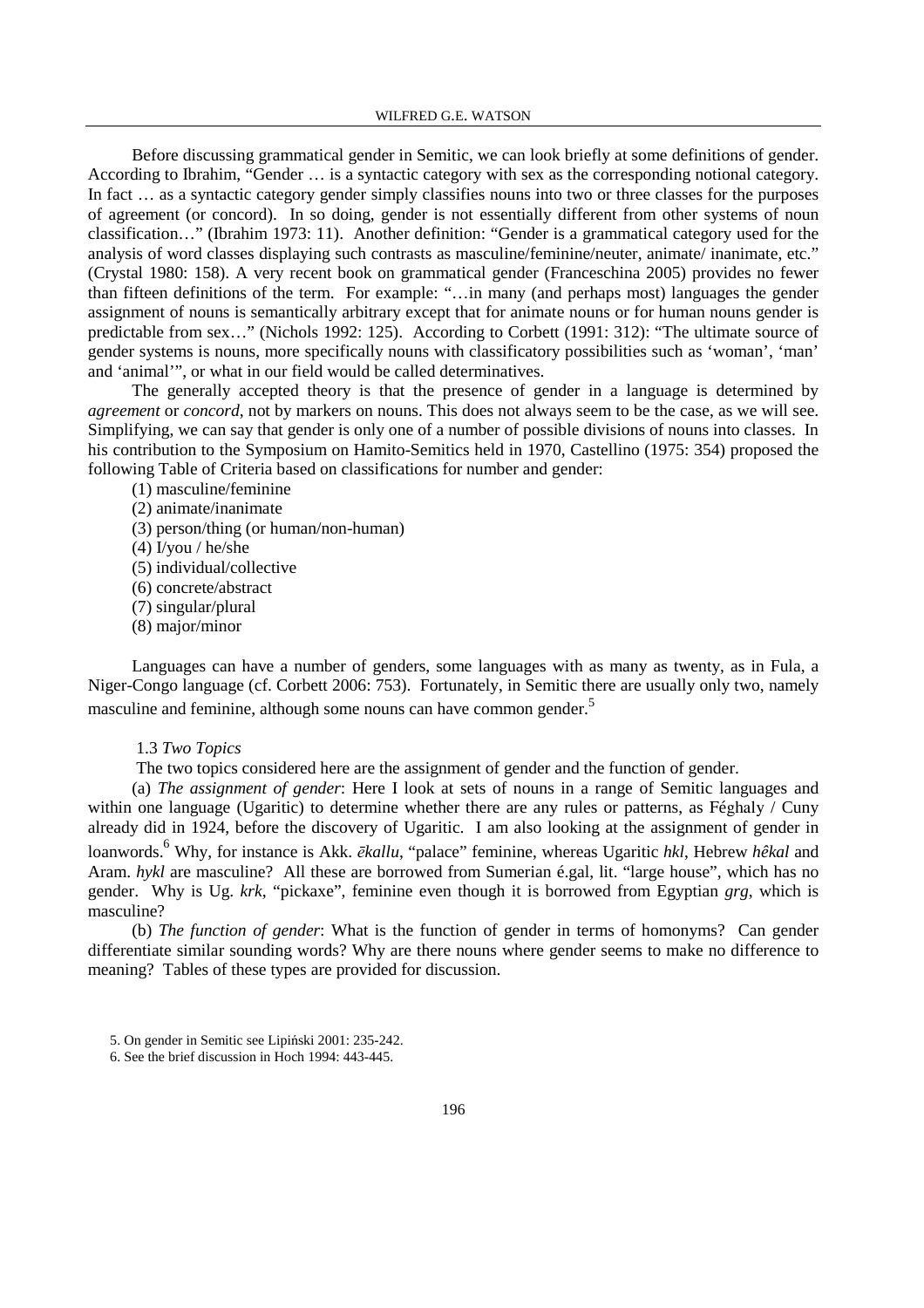Before discussing grammatical gender in Semitic, we can look briefly at some definitions of gender. According to Ibrahim, "Gender … is a syntactic category with sex as the corresponding notional category. In fact … as a syntactic category gender simply classifies nouns into two or three classes for the purposes of agreement (or concord). In so doing, gender is not essentially different from other systems of noun classification…" (Ibrahim 1973: 11). Another definition: "Gender is a grammatical category used for the analysis of word classes displaying such contrasts as masculine/feminine/neuter, animate/ inanimate, etc." (Crystal 1980: 158). A very recent book on grammatical gender (Franceschina 2005) provides no fewer than fifteen definitions of the term. For example: "…in many (and perhaps most) languages the gender assignment of nouns is semantically arbitrary except that for animate nouns or for human nouns gender is predictable from sex…" (Nichols 1992: 125). According to Corbett (1991: 312): "The ultimate source of gender systems is nouns, more specifically nouns with classificatory possibilities such as 'woman', 'man' and 'animal'", or what in our field would be called determinatives.

The generally accepted theory is that the presence of gender in a language is determined by *agreement* or *concord*, not by markers on nouns. This does not always seem to be the case, as we will see. Simplifying, we can say that gender is only one of a number of possible divisions of nouns into classes. In his contribution to the Symposium on Hamito-Semitics held in 1970, Castellino (1975: 354) proposed the following Table of Criteria based on classifications for number and gender:

(1) masculine/feminine
(2) animate/inanimate
(3) person/thing (or human/non-human)
(4) I/you / he/she
(5) individual/collective
(6) concrete/abstract
(7) singular/plural
(8) major/minor

Languages can have a number of genders, some languages with as many as twenty, as in Fula, a Niger-Congo language (cf. Corbett 2006: 753). Fortunately, in Semitic there are usually only two, namely masculine and feminine, although some nouns can have common gender.[5]

### 1.3 *Two Topics*

The two topics considered here are the assignment of gender and the function of gender.

(a) *The assignment of gender*: Here I look at sets of nouns in a range of Semitic languages and within one language (Ugaritic) to determine whether there are any rules or patterns, as Féghaly / Cuny already did in 1924, before the discovery of Ugaritic. I am also looking at the assignment of gender in loanwords.[6] Why, for instance is Akk. *ēkallu*, "palace" feminine, whereas Ugaritic *hkl*, Hebrew *hêkal* and Aram. *hykl* are masculine? All these are borrowed from Sumerian é.gal, lit. "large house", which has no gender. Why is Ug. *krk*, "pickaxe", feminine even though it is borrowed from Egyptian *grg*, which is masculine?

(b) *The function of gender*: What is the function of gender in terms of homonyms? Can gender differentiate similar sounding words? Why are there nouns where gender seems to make no difference to meaning? Tables of these types are provided for discussion.

5. On gender in Semitic see Lipiński 2001: 235-242.

6. See the brief discussion in Hoch 1994: 443-445.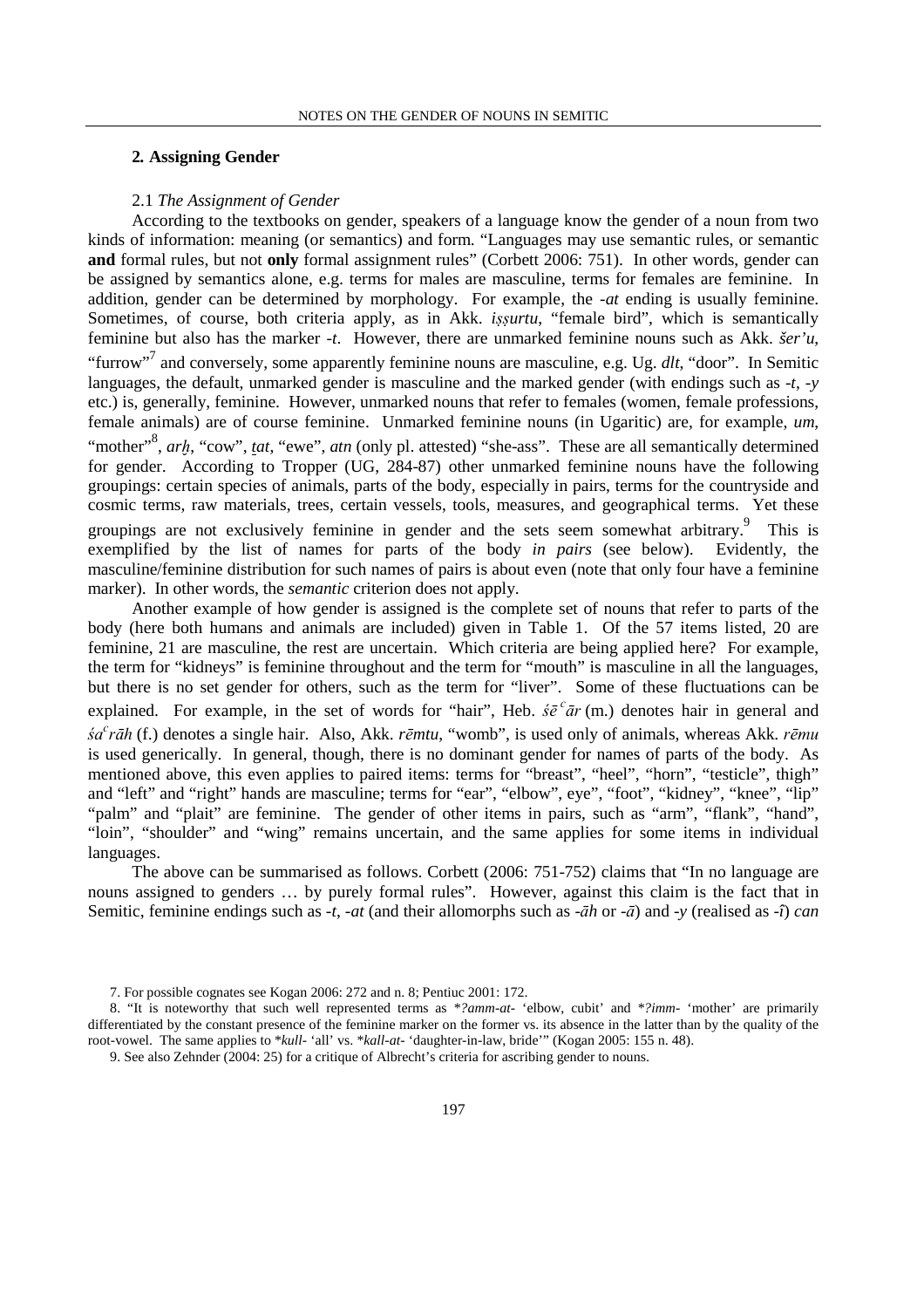## 2. Assigning Gender

### 2.1 *The Assignment of Gender*

According to the textbooks on gender, speakers of a language know the gender of a noun from two kinds of information: meaning (or semantics) and form. "Languages may use semantic rules, or semantic **and** formal rules, but not **only** formal assignment rules" (Corbett 2006: 751). In other words, gender can be assigned by semantics alone, e.g. terms for males are masculine, terms for females are feminine. In addition, gender can be determined by morphology. For example, the *-at* ending is usually feminine. Sometimes, of course, both criteria apply, as in Akk. *iṣṣurtu*, "female bird", which is semantically feminine but also has the marker *-t*. However, there are unmarked feminine nouns such as Akk. *šer'u*, "furrow"[7] and conversely, some apparently feminine nouns are masculine, e.g. Ug. *dlt*, "door". In Semitic languages, the default, unmarked gender is masculine and the marked gender (with endings such as *-t*, *-y* etc.) is, generally, feminine. However, unmarked nouns that refer to females (women, female professions, female animals) are of course feminine. Unmarked feminine nouns (in Ugaritic) are, for example, *um*, "mother"[8], *arḫ*, "cow", *ṯat*, "ewe", *atn* (only pl. attested) "she-ass". These are all semantically determined for gender. According to Tropper (UG, 284-87) other unmarked feminine nouns have the following groupings: certain species of animals, parts of the body, especially in pairs, terms for the countryside and cosmic terms, raw materials, trees, certain vessels, tools, measures, and geographical terms. Yet these groupings are not exclusively feminine in gender and the sets seem somewhat arbitrary.[9] This is exemplified by the list of names for parts of the body *in pairs* (see below). Evidently, the masculine/feminine distribution for such names of pairs is about even (note that only four have a feminine marker). In other words, the *semantic* criterion does not apply.

Another example of how gender is assigned is the complete set of nouns that refer to parts of the body (here both humans and animals are included) given in Table 1. Of the 57 items listed, 20 are feminine, 21 are masculine, the rest are uncertain. Which criteria are being applied here? For example, the term for "kidneys" is feminine throughout and the term for "mouth" is masculine in all the languages, but there is no set gender for others, such as the term for "liver". Some of these fluctuations can be explained. For example, in the set of words for "hair", Heb. *śēᶜār* (m.) denotes hair in general and *śaᶜrāh* (f.) denotes a single hair. Also, Akk. *rēmtu*, "womb", is used only of animals, whereas Akk. *rēmu* is used generically. In general, though, there is no dominant gender for names of parts of the body. As mentioned above, this even applies to paired items: terms for "breast", "heel", "horn", "testicle", thigh" and "left" and "right" hands are masculine; terms for "ear", "elbow", eye", "foot", "kidney", "knee", "lip" "palm" and "plait" are feminine. The gender of other items in pairs, such as "arm", "flank", "hand", "loin", "shoulder" and "wing" remains uncertain, and the same applies for some items in individual languages.

The above can be summarised as follows. Corbett (2006: 751-752) claims that "In no language are nouns assigned to genders … by purely formal rules". However, against this claim is the fact that in Semitic, feminine endings such as *-t*, *-at* (and their allomorphs such as *-āh* or *-ā*) and *-y* (realised as *-î*) *can*

---

7. For possible cognates see Kogan 2006: 272 and n. 8; Pentiuc 2001: 172.

8. "It is noteworthy that such well represented terms as *\*ʔamm-at-* 'elbow, cubit' and *\*ʔimm-* 'mother' are primarily differentiated by the constant presence of the feminine marker on the former vs. its absence in the latter than by the quality of the root-vowel. The same applies to *\*kull-* 'all' vs. *\*kall-at-* 'daughter-in-law, bride'" (Kogan 2005: 155 n. 48).

9. See also Zehnder (2004: 25) for a critique of Albrecht's criteria for ascribing gender to nouns.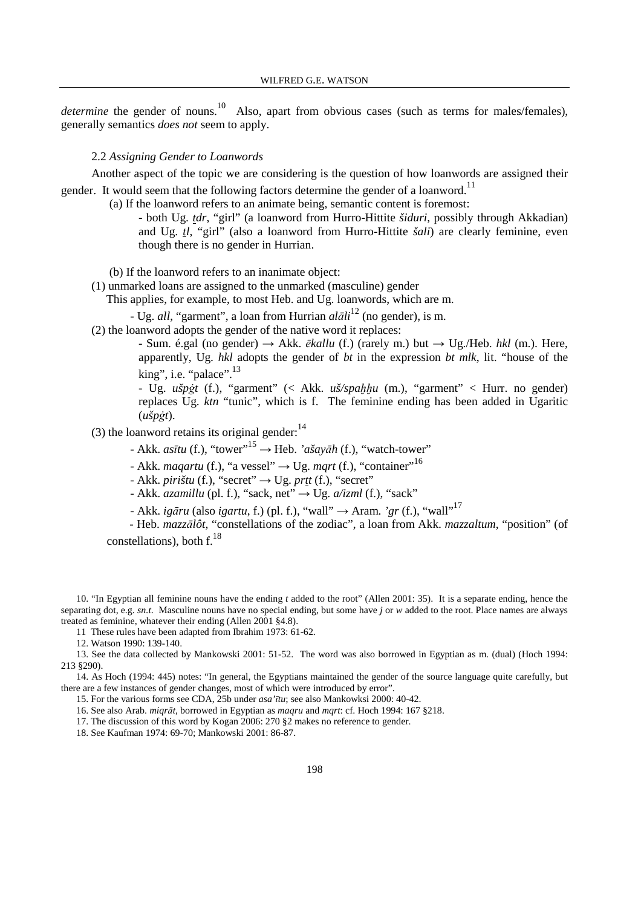*determine* the gender of nouns.[10] Also, apart from obvious cases (such as terms for males/females), generally semantics *does not* seem to apply.

### 2.2 *Assigning Gender to Loanwords*

Another aspect of the topic we are considering is the question of how loanwords are assigned their gender. It would seem that the following factors determine the gender of a loanword.[11]

(a) If the loanword refers to an animate being, semantic content is foremost:

- both Ug. *ṯdr*, "girl" (a loanword from Hurro-Hittite *šiduri*, possibly through Akkadian) and Ug. *ṯl*, "girl" (also a loanword from Hurro-Hittite *šali*) are clearly feminine, even though there is no gender in Hurrian.

(b) If the loanword refers to an inanimate object:

(1) unmarked loans are assigned to the unmarked (masculine) gender

This applies, for example, to most Heb. and Ug. loanwords, which are m.

- Ug. *all*, "garment", a loan from Hurrian *alāli*[12] (no gender), is m.

(2) the loanword adopts the gender of the native word it replaces:

- Sum. é.gal (no gender) → Akk. *ēkallu* (f.) (rarely m.) but → Ug./Heb. *hkl* (m.). Here, apparently, Ug. *hkl* adopts the gender of *bt* in the expression *bt mlk*, lit. "house of the king", i.e. "palace".[13]

- Ug. *ušpġt* (f.), "garment" (< Akk. *uš/spaḫḫu* (m.), "garment" < Hurr. no gender) replaces Ug. *ktn* "tunic", which is f. The feminine ending has been added in Ugaritic (*ušpġt*).

(3) the loanword retains its original gender:[14]

- Akk. *asītu* (f.), "tower"[15] → Heb. *'ašayāh* (f.), "watch-tower"
- Akk. *maqartu* (f.), "a vessel" → Ug. *mqrt* (f.), "container"[16]
- Akk. *pirištu* (f.), "secret" → Ug. *prṯt* (f.), "secret"
- Akk. *azamillu* (pl. f.), "sack, net" → Ug. *a/izml* (f.), "sack"
- Akk. *igāru* (also *igartu*, f.) (pl. f.), "wall" → Aram. *'gr* (f.), "wall"[17]
- Heb. *mazzālôt*, "constellations of the zodiac", a loan from Akk. *mazzaltum*, "position" (of constellations), both f.[18]

---

10. "In Egyptian all feminine nouns have the ending *t* added to the root" (Allen 2001: 35). It is a separate ending, hence the separating dot, e.g. *sn.t*. Masculine nouns have no special ending, but some have *j* or *w* added to the root. Place names are always treated as feminine, whatever their ending (Allen 2001 §4.8).

11 These rules have been adapted from Ibrahim 1973: 61-62.

12. Watson 1990: 139-140.

13. See the data collected by Mankowski 2001: 51-52. The word was also borrowed in Egyptian as m. (dual) (Hoch 1994: 213 §290).

14. As Hoch (1994: 445) notes: "In general, the Egyptians maintained the gender of the source language quite carefully, but there are a few instances of gender changes, most of which were introduced by error".

15. For the various forms see CDA, 25b under *asa'ītu*; see also Mankowksi 2000: 40-42.

16. See also Arab. *miqrāt*, borrowed in Egyptian as *maqru* and *mqrt*: cf. Hoch 1994: 167 §218.

17. The discussion of this word by Kogan 2006: 270 §2 makes no reference to gender.

18. See Kaufman 1974: 69-70; Mankowski 2001: 86-87.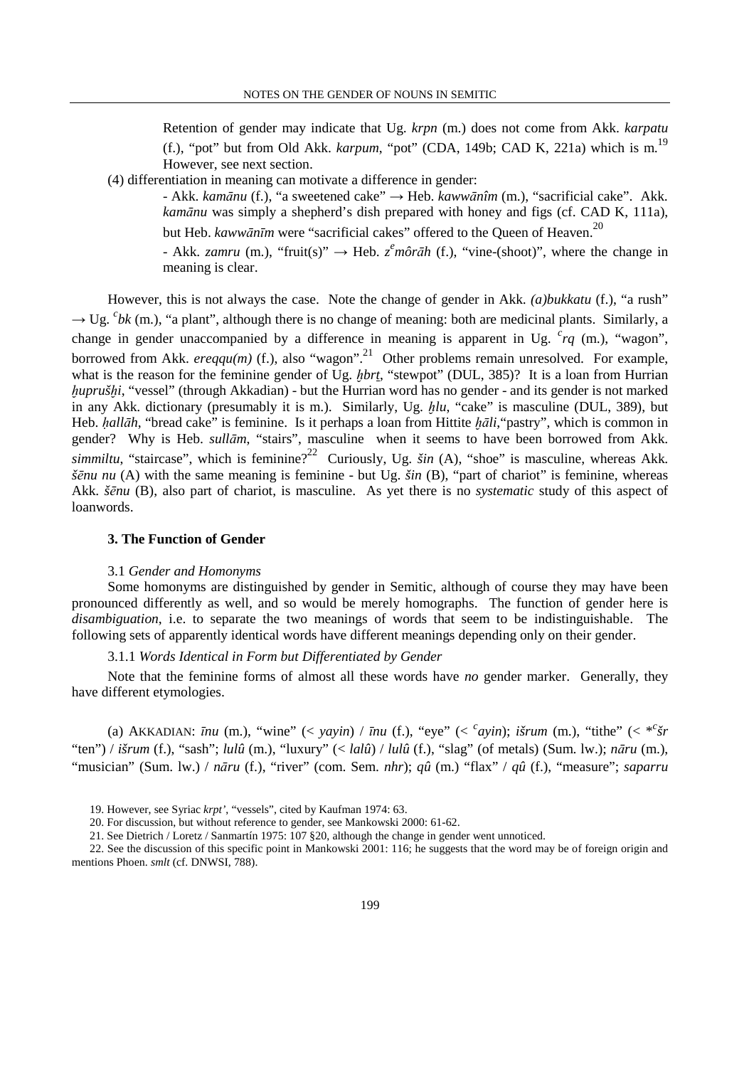Retention of gender may indicate that Ug. *krpn* (m.) does not come from Akk. *karpatu* (f.), "pot" but from Old Akk. *karpum*, "pot" (CDA, 149b; CAD K, 221a) which is m.[19] However, see next section.

(4) differentiation in meaning can motivate a difference in gender:

- Akk. *kamānu* (f.), "a sweetened cake" → Heb. *kawwānîm* (m.), "sacrificial cake". Akk. *kamānu* was simply a shepherd's dish prepared with honey and figs (cf. CAD K, 111a), but Heb. *kawwānīm* were "sacrificial cakes" offered to the Queen of Heaven.[20]

- Akk. *zamru* (m.), "fruit(s)" → Heb. *z*[e]*môrāh* (f.), "vine-(shoot)", where the change in meaning is clear.

However, this is not always the case. Note the change of gender in Akk. *(a)bukkatu* (f.), "a rush" → Ug. *[c]bk* (m.), "a plant", although there is no change of meaning: both are medicinal plants. Similarly, a change in gender unaccompanied by a difference in meaning is apparent in Ug. *[c]rq* (m.), "wagon", borrowed from Akk. *ereqqu(m)* (f.), also "wagon".[21] Other problems remain unresolved. For example, what is the reason for the feminine gender of Ug. *ḫbrṯ*, "stewpot" (DUL, 385)? It is a loan from Hurrian *ḫupruš̮ḫi*, "vessel" (through Akkadian) - but the Hurrian word has no gender - and its gender is not marked in any Akk. dictionary (presumably it is m.). Similarly, Ug. *ḫlu*, "cake" is masculine (DUL, 389), but Heb. *ḥallāh*, "bread cake" is feminine. Is it perhaps a loan from Hittite *ḫāli*,"pastry", which is common in gender? Why is Heb. *sullām*, "stairs", masculine when it seems to have been borrowed from Akk. *simmiltu*, "staircase", which is feminine?[22] Curiously, Ug. *šin* (A), "shoe" is masculine, whereas Akk. *šēnu nu* (A) with the same meaning is feminine - but Ug. *šin* (B), "part of chariot" is feminine, whereas Akk. *šēnu* (B), also part of chariot, is masculine. As yet there is no *systematic* study of this aspect of loanwords.

### 3. The Function of Gender

#### 3.1 *Gender and Homonyms*

Some homonyms are distinguished by gender in Semitic, although of course they may have been pronounced differently as well, and so would be merely homographs. The function of gender here is *disambiguation*, i.e. to separate the two meanings of words that seem to be indistinguishable. The following sets of apparently identical words have different meanings depending only on their gender.

#### 3.1.1 *Words Identical in Form but Differentiated by Gender*

Note that the feminine forms of almost all these words have *no* gender marker. Generally, they have different etymologies.

(a) AKKADIAN: *īnu* (m.), "wine" (< *yayin*) / *īnu* (f.), "eye" (< *[c]ayin*); *išrum* (m.), "tithe" (< \**[c]šr* "ten") / *išrum* (f.), "sash"; *lulû* (m.), "luxury" (< *lalû*) / *lulû* (f.), "slag" (of metals) (Sum. lw.); *nāru* (m.), "musician" (Sum. lw.) / *nāru* (f.), "river" (com. Sem. *nhr*); *qû* (m.) "flax" / *qû* (f.), "measure"; *saparru*

---

19. However, see Syriac *krpt'*, "vessels", cited by Kaufman 1974: 63.

20. For discussion, but without reference to gender, see Mankowski 2000: 61-62.

21. See Dietrich / Loretz / Sanmartín 1975: 107 §20, although the change in gender went unnoticed.

22. See the discussion of this specific point in Mankowski 2001: 116; he suggests that the word may be of foreign origin and mentions Phoen. *smlt* (cf. DNWSI, 788).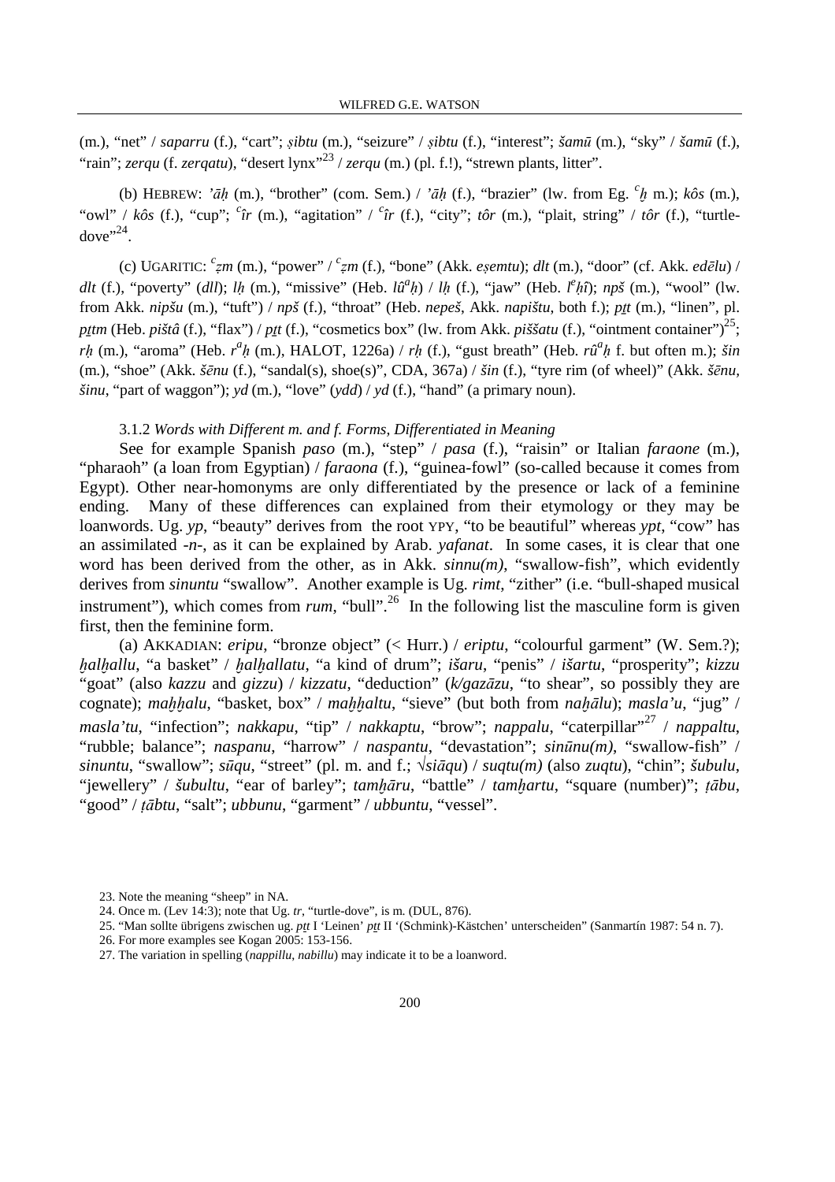(m.), "net" / *saparru* (f.), "cart"; *ṣibtu* (m.), "seizure" / *ṣibtu* (f.), "interest"; *šamū* (m.), "sky" / *šamū* (f.), "rain"; *zerqu* (f. *zerqatu*), "desert lynx"[23] / *zerqu* (m.) (pl. f.!), "strewn plants, litter".

(b) HEBREW: *'āḥ* (m.), "brother" (com. Sem.) / *'āḥ* (f.), "brazier" (lw. from Eg. *ᶜḫ* m.); *kôs* (m.), "owl" / *kôs* (f.), "cup"; *ᶜîr* (m.), "agitation" / *ᶜîr* (f.), "city"; *tôr* (m.), "plait, string" / *tôr* (f.), "turtle-dove"[24].

(c) UGARITIC: *ᶜẓm* (m.), "power" / *ᶜẓm* (f.), "bone" (Akk. *eṣemtu*); *dlt* (m.), "door" (cf. Akk. *edēlu*) / *dlt* (f.), "poverty" (*dll*); *lḥ* (m.), "missive" (Heb. *lûᵃḥ*) / *lḥ* (f.), "jaw" (Heb. *lᵉḥî*); *npš* (m.), "wool" (lw. from Akk. *nipšu* (m.), "tuft") / *npš* (f.), "throat" (Heb. *nepeš*, Akk. *napištu*, both f.); *pṯt* (m.), "linen", pl. *pṯtm* (Heb. *pištâ* (f.), "flax") / *pṯt* (f.), "cosmetics box" (lw. from Akk. *piššatu* (f.), "ointment container")[25]; *rḥ* (m.), "aroma" (Heb. *rᵃḥ* (m.), HALOT, 1226a) / *rḥ* (f.), "gust breath" (Heb. *rûᵃḥ* f. but often m.); *šin* (m.), "shoe" (Akk. *šēnu* (f.), "sandal(s), shoe(s)", CDA, 367a) / *šin* (f.), "tyre rim (of wheel)" (Akk. *šēnu*, *šinu*, "part of waggon"); *yd* (m.), "love" (*ydd*) / *yd* (f.), "hand" (a primary noun).

### 3.1.2 *Words with Different m. and f. Forms, Differentiated in Meaning*

See for example Spanish *paso* (m.), "step" / *pasa* (f.), "raisin" or Italian *faraone* (m.), "pharaoh" (a loan from Egyptian) / *faraona* (f.), "guinea-fowl" (so-called because it comes from Egypt). Other near-homonyms are only differentiated by the presence or lack of a feminine ending. Many of these differences can explained from their etymology or they may be loanwords. Ug. *yp*, "beauty" derives from the root YPY, "to be beautiful" whereas *ypt*, "cow" has an assimilated *-n-*, as it can be explained by Arab. *yafanat*. In some cases, it is clear that one word has been derived from the other, as in Akk. *sinnu(m)*, "swallow-fish", which evidently derives from *sinuntu* "swallow". Another example is Ug. *rimt*, "zither" (i.e. "bull-shaped musical instrument"), which comes from *rum*, "bull".[26] In the following list the masculine form is given first, then the feminine form.

(a) AKKADIAN: *eripu*, "bronze object" (< Hurr.) / *eriptu*, "colourful garment" (W. Sem.?); *ḫalḫallu*, "a basket" / *ḫalḫallatu*, "a kind of drum"; *išaru*, "penis" / *išartu*, "prosperity"; *kizzu* "goat" (also *kazzu* and *gizzu*) / *kizzatu*, "deduction" (*k/gazāzu*, "to shear", so possibly they are cognate); *maḫḫalu*, "basket, box" / *maḫḫaltu*, "sieve" (but both from *naḫālu*); *masla'u*, "jug" / *masla'tu*, "infection"; *nakkapu*, "tip" / *nakkaptu*, "brow"; *nappalu*, "caterpillar"[27] / *nappaltu*, "rubble; balance"; *naspanu*, "harrow" / *naspantu*, "devastation"; *sinūnu(m)*, "swallow-fish" / *sinuntu*, "swallow"; *sūqu*, "street" (pl. m. and f.; √*siāqu*) / *suqtu(m)* (also *zuqtu*), "chin"; *šubulu*, "jewellery" / *šubultu*, "ear of barley"; *tamḫāru*, "battle" / *tamḫartu*, "square (number)"; *ṭābu*, "good" / *ṭābtu*, "salt"; *ubbunu*, "garment" / *ubbuntu*, "vessel".

---

23. Note the meaning "sheep" in NA.

24. Once m. (Lev 14:3); note that Ug. *tr*, "turtle-dove", is m. (DUL, 876).

25. "Man sollte übrigens zwischen ug. *pṯt* I 'Leinen' *pṯt* II '(Schmink)-Kästchen' unterscheiden" (Sanmartín 1987: 54 n. 7).

26. For more examples see Kogan 2005: 153-156.

27. The variation in spelling (*nappillu*, *nabillu*) may indicate it to be a loanword.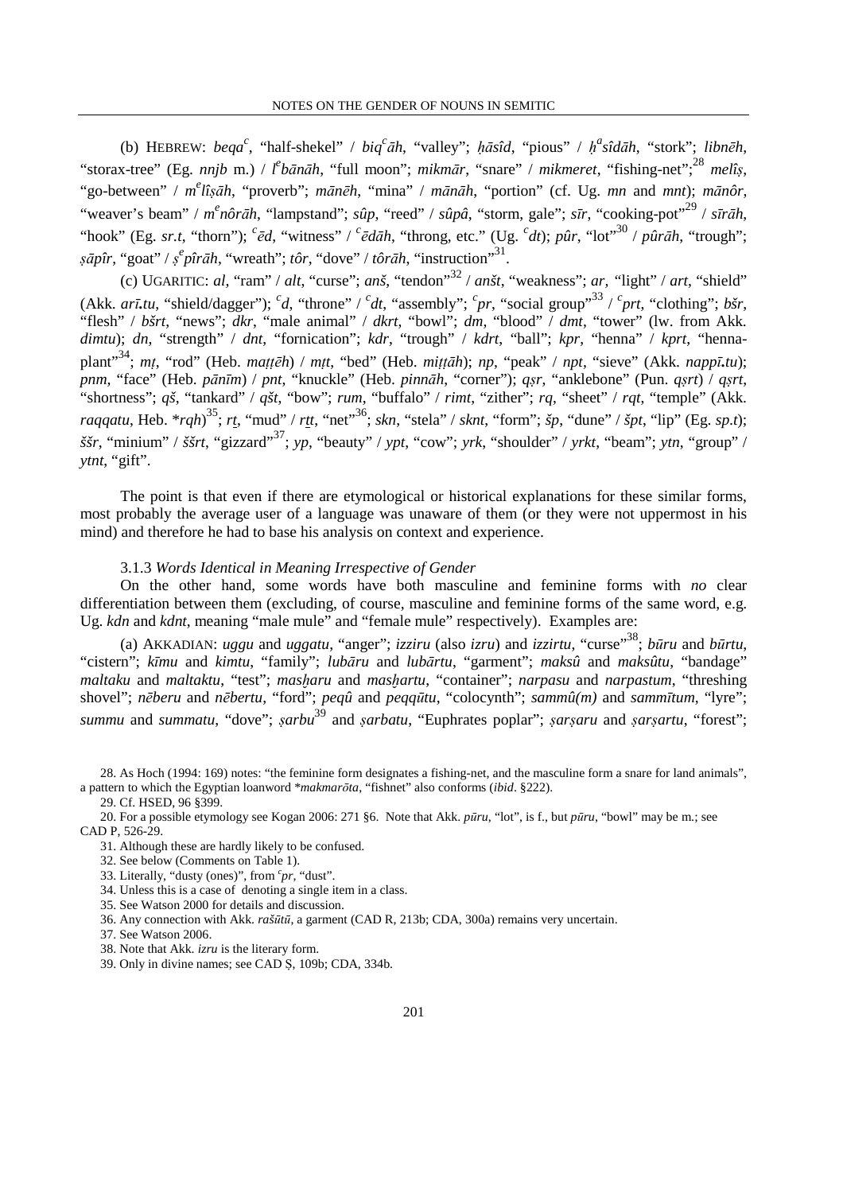(b) HEBREW: *beqa*ᶜ, "half-shekel" / *biq*ᶜ*āh*, "valley"; *ḥāsîd*, "pious" / *ḥ*ᵃ*sîdāh*, "stork"; *libnēh*, "storax-tree" (Eg. *nnjb* m.) / *l*ᵉ*bānāh*, "full moon"; *mikmār*, "snare" / *mikmeret*, "fishing-net";[28] *melîṣ*, "go-between" / *m*ᵉ*lîṣāh*, "proverb"; *mānēh*, "mina" / *mānāh*, "portion" (cf. Ug. *mn* and *mnt*); *mānôr*, "weaver's beam" / *m*ᵉ*nôrāh*, "lampstand"; *sûp*, "reed" / *sûpâ*, "storm, gale"; *sīr*, "cooking-pot"[29] / *sīrāh*, "hook" (Eg. *sr.t*, "thorn"); ᶜ*ēd*, "witness" / ᶜ*ēdāh*, "throng, etc." (Ug. ᶜ*dt*); *pûr*, "lot"[30] / *pûrāh*, "trough"; *ṣāpîr*, "goat" / *ṣ*ᵉ*pîrāh*, "wreath"; *tôr*, "dove" / *tôrāh*, "instruction"[31].

(c) UGARITIC: *al*, "ram" / *alt*, "curse"; *anš*, "tendon"[32] / *anšt*, "weakness"; *ar*, "light" / *art*, "shield" (Akk. *arī.tu*, "shield/dagger"); ᶜ*d*, "throne" / ᶜ*dt*, "assembly"; ᶜ*pr*, "social group"[33] / ᶜ*prt*, "clothing"; *bšr*, "flesh" / *bšrt*, "news"; *dkr*, "male animal" / *dkrt*, "bowl"; *dm*, "blood" / *dmt*, "tower" (lw. from Akk. *dimtu*); *dn*, "strength" / *dnt*, "fornication"; *kdr*, "trough" / *kdrt*, "ball"; *kpr*, "henna" / *kprt*, "henna-plant"[34]; *mṭ*, "rod" (Heb. *maṭṭēh*) / *mṭt*, "bed" (Heb. *miṭṭāh*); *np*, "peak" / *npt*, "sieve" (Akk. *nappī.tu*); *pnm*, "face" (Heb. *pānīm*) / *pnt*, "knuckle" (Heb. *pinnāh*, "corner"); *qṣr*, "anklebone" (Pun. *qṣrt*) / *qṣrt*, "shortness"; *qš*, "tankard" / *qšt*, "bow"; *rum*, "buffalo" / *rimt*, "zither"; *rq*, "sheet" / *rqt*, "temple" (Akk. *raqqatu*, Heb. \**rqh*)[35]; *rṯ*, "mud" / *rṯt*, "net"[36]; *skn*, "stela" / *sknt*, "form"; *šp*, "dune" / *špt*, "lip" (Eg. *sp.t*); *ššr*, "minium" / *ššrt*, "gizzard"[37]; *yp*, "beauty" / *ypt*, "cow"; *yrk*, "shoulder" / *yrkt*, "beam"; *ytn*, "group" / *ytnt*, "gift".

The point is that even if there are etymological or historical explanations for these similar forms, most probably the average user of a language was unaware of them (or they were not uppermost in his mind) and therefore he had to base his analysis on context and experience.

### 3.1.3 *Words Identical in Meaning Irrespective of Gender*

On the other hand, some words have both masculine and feminine forms with *no* clear differentiation between them (excluding, of course, masculine and feminine forms of the same word, e.g. Ug. *kdn* and *kdnt*, meaning "male mule" and "female mule" respectively). Examples are:

(a) AKKADIAN: *uggu* and *uggatu*, "anger"; *izziru* (also *izru*) and *izzirtu*, "curse"[38]; *būru* and *būrtu*, "cistern"; *kīmu* and *kimtu*, "family"; *lubāru* and *lubārtu*, "garment"; *maksû* and *maksûtu*, "bandage" *maltaku* and *maltaktu*, "test"; *masḫaru* and *masḫartu*, "container"; *narpasu* and *narpastum*, "threshing shovel"; *nēberu* and *nēbertu*, "ford"; *peqû* and *peqqūtu*, "colocynth"; *sammû(m)* and *sammītum*, "lyre"; *summu* and *summatu*, "dove"; *ṣarbu*[39] and *ṣarbatu*, "Euphrates poplar"; *ṣarṣaru* and *ṣarṣartu*, "forest";

28. As Hoch (1994: 169) notes: "the feminine form designates a fishing-net, and the masculine form a snare for land animals", a pattern to which the Egyptian loanword \**makmarōta*, "fishnet" also conforms (*ibid*. §222).

29. Cf. HSED, 96 §399.

20. For a possible etymology see Kogan 2006: 271 §6. Note that Akk. *pūru*, "lot", is f., but *pūru*, "bowl" may be m.; see CAD P, 526-29.

31. Although these are hardly likely to be confused.

32. See below (Comments on Table 1).

33. Literally, "dusty (ones)", from ᶜ*pr*, "dust".

34. Unless this is a case of denoting a single item in a class.

35. See Watson 2000 for details and discussion.

36. Any connection with Akk. *rašūtū*, a garment (CAD R, 213b; CDA, 300a) remains very uncertain.

37. See Watson 2006.

38. Note that Akk. *izru* is the literary form.

39. Only in divine names; see CAD Ṣ, 109b; CDA, 334b.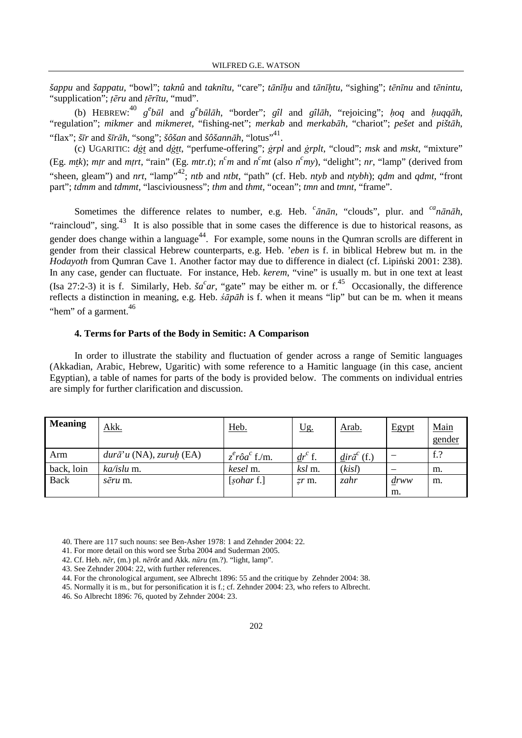*šappu* and *šappatu*, "bowl"; *taknû* and *taknītu*, "care"; *tānīḫu* and *tānīḫtu*, "sighing"; *tēnīnu* and *tēnintu*, "supplication"; *ṭēru* and *ṭērītu*, "mud".

(b) HEBREW:[40] *g^ebūl* and *g^ebūlāh*, "border"; *gîl* and *gîlāh*, "rejoicing"; *ḥoq* and *ḥuqqāh*, "regulation"; *mikmer* and *mikmeret*, "fishing-net"; *merkab* and *merkabāh*, "chariot"; *pešet* and *pištāh*, "flax"; *šîr* and *šîrāh*, "song"; *šôšan* and *šôšannāh*, "lotus"[41].

(c) UGARITIC: *dġṯ* and *dġṯt*, "perfume-offering"; *ġrpl* and *ġrplt*, "cloud"; *msk* and *mskt*, "mixture" (Eg. *mṯk*); *mṭr* and *mṭrt*, "rain" (Eg. *mtr.t*); *n^cm* and *n^cmt* (also *n^cmy*), "delight"; *nr*, "lamp" (derived from "sheen, gleam") and *nrt*, "lamp"[42]; *ntb* and *ntbt*, "path" (cf. Heb. *ntyb* and *ntybh*); *qdm* and *qdmt*, "front part"; *tdmm* and *tdmmt*, "lasciviousness"; *thm* and *thmt*, "ocean"; *tmn* and *tmnt*, "frame".

Sometimes the difference relates to number, e.g. Heb. *^cānān*, "clouds", plur. and *^{ca}nānāh*, "raincloud", sing.[43] It is also possible that in some cases the difference is due to historical reasons, as gender does change within a language[44]. For example, some nouns in the Qumran scrolls are different in gender from their classical Hebrew counterparts, e.g. Heb. *'eben* is f. in biblical Hebrew but m. in the *Hodayoth* from Qumran Cave 1. Another factor may due to difference in dialect (cf. Lipiński 2001: 238). In any case, gender can fluctuate. For instance, Heb. *kerem*, "vine" is usually m. but in one text at least (Isa 27:2-3) it is f. Similarly, Heb. *ša^car*, "gate" may be either m. or f.[45] Occasionally, the difference reflects a distinction in meaning, e.g. Heb. *śāpāh* is f. when it means "lip" but can be m. when it means "hem" of a garment.[46]

### 4. Terms for Parts of the Body in Semitic: A Comparison

In order to illustrate the stability and fluctuation of gender across a range of Semitic languages (Akkadian, Arabic, Hebrew, Ugaritic) with some reference to a Hamitic language (in this case, ancient Egyptian), a table of names for parts of the body is provided below. The comments on individual entries are simply for further clarification and discussion.

| **Meaning** | Akk. | Heb. | Ug. | Arab. | Egypt | Main gender |
|---|---|---|---|---|---|---|
| Arm | *durā'u* (NA), *zuruḫ* (EA) | *z^erôa^c* f./m. | *ḏr^c* f. | *ḏirā^c* (f.) | – | f.? |
| back, loin | *ka/islu* m. | *kesel* m. | *ksl* m. | (*kisl*) | – | m. |
| Back | *sēru* m. | [*ṣohar* f.] | *ẓr* m. | *zahr* | *ḏrww* m. | m. |

40. There are 117 such nouns: see Ben-Asher 1978: 1 and Zehnder 2004: 22.

41. For more detail on this word see Štrba 2004 and Suderman 2005.

42. Cf. Heb. *nēr*, (m.) pl. *nērôt* and Akk. *nūru* (m.?). "light, lamp".

43. See Zehnder 2004: 22, with further references.

44. For the chronological argument, see Albrecht 1896: 55 and the critique by Zehnder 2004: 38.

45. Normally it is m., but for personification it is f.; cf. Zehnder 2004: 23, who refers to Albrecht.

46. So Albrecht 1896: 76, quoted by Zehnder 2004: 23.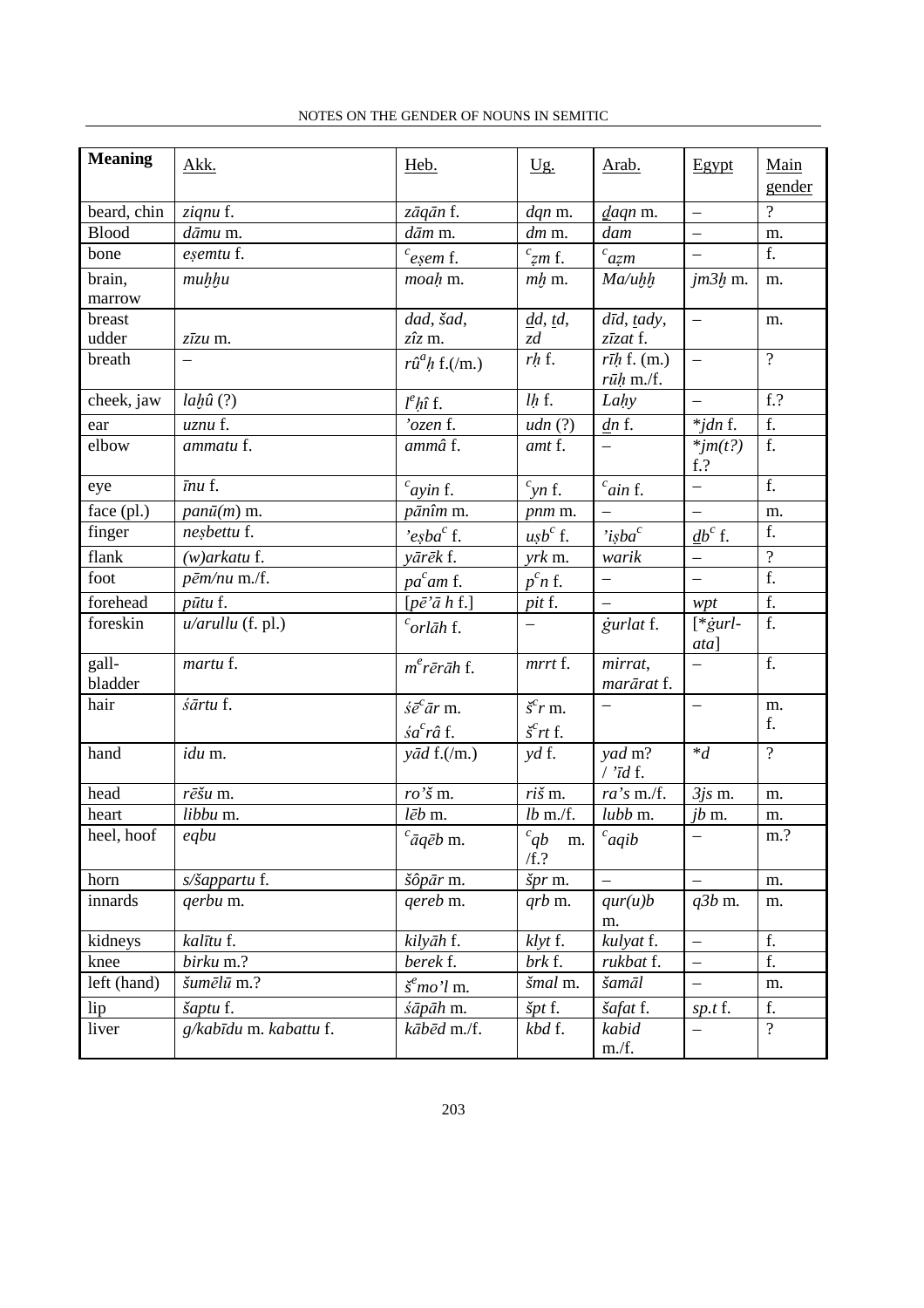| **Meaning** | Akk. | Heb. | Ug. | Arab. | Egypt | Main gender |
|---|---|---|---|---|---|---|
| beard, chin | *ziqnu* f. | *zāqān* f. | *dqn* m. | *ḏaqn* m. | – | ? |
| Blood | *dāmu* m. | *dām* m. | *dm* m. | *dam* | – | m. |
| bone | *eṣemtu* f. | *ᶜeṣem* f. | *ᶜẓm* f. | *ᶜaẓm* | – | f. |
| brain, marrow | *muḫḫu* | *moaḥ* m. | *mḫ* m. | *Ma/uḫḫ* | *jm3ḫ* m. | m. |
| breast udder | *zīzu* m. | *dad*, *šad*, *zîz* m. | *ḏd*, *ṯd*, *zd* | *dīd*, *ṯady*, *zīzat* f. | – | m. |
| breath | – | *rûᵃḥ* f.(/m.) | *rḥ* f. | *rīḥ* f. (m.) *rūḥ* m./f. | – | ? |
| cheek, jaw | *laḫû* (?) | *lᵉḥî* f. | *lḥ* f. | *Laḥy* | – | f.? |
| ear | *uznu* f. | *'ozen* f. | *udn* (?) | *ḏn* f. | *\*jdn* f. | f. |
| elbow | *ammatu* f. | *ammâ* f. | *amt* f. | – | *\*jm(t?)* f.? | f. |
| eye | *īnu* f. | *ᶜayin* f. | *ᶜyn* f. | *ᶜain* f. | – | f. |
| face (pl.) | *panū(m)* m. | *pānîm* m. | *pnm* m. | – | – | m. |
| finger | *neṣbettu* f. | *'eṣbaᶜ* f. | *uṣbᶜ* f. | *'iṣbaᶜ* | *ḏbᶜ* f. | f. |
| flank | *(w)arkatu* f. | *yārēk* f. | *yrk* m. | *warik* | – | ? |
| foot | *pēm/nu* m./f. | *paᶜam* f. | *pᶜn* f. | – | – | f. |
| forehead | *pūtu* f. | [*pē'ā h* f.] | *pit* f. | – | *wpt* | f. |
| foreskin | *u/arullu* (f. pl.) | *ᶜorlāh* f. | – | *ġurlat* f. | [*\*ġurl-ata*] | f. |
| gall-bladder | *martu* f. | *mᵉrērāh* f. | *mrrt* f. | *mirrat*, *marārat* f. | – | f. |
| hair | *śārtu* f. | *śēᶜār* m. *śaᶜrâ* f. | *šᶜr* m. *šᶜrt* f. | – | – | m. f. |
| hand | *idu* m. | *yād* f.(/m.) | *yd* f. | *yad* m? / *'īd* f. | *\*d* | ? |
| head | *rēšu* m. | *ro'š* m. | *riš* m. | *ra's* m./f. | *3js* m. | m. |
| heart | *libbu* m. | *lēb* m. | *lb* m./f. | *lubb* m. | *jb* m. | m. |
| heel, hoof | *eqbu* | *ᶜāqēb* m. | *ᶜqb* m. /f.? | *ᶜaqib* | – | m.? |
| horn | *s/šappartu* f. | *šôpār* m. | *špr* m. | – | – | m. |
| innards | *qerbu* m. | *qereb* m. | *qrb* m. | *qur(u)b* m. | *q3b* m. | m. |
| kidneys | *kalītu* f. | *kilyāh* f. | *klyt* f. | *kulyat* f. | – | f. |
| knee | *birku* m.? | *berek* f. | *brk* f. | *rukbat* f. | – | f. |
| left (hand) | *šumēlū* m.? | *šᵉmo'l* m. | *šmal* m. | *šamāl* | – | m. |
| lip | *šaptu* f. | *śāpāh* m. | *špt* f. | *šafat* f. | *sp.t* f. | f. |
| liver | *g/kabīdu* m. *kabattu* f. | *kābēd* m./f. | *kbd* f. | *kabid* m./f. | – | ? |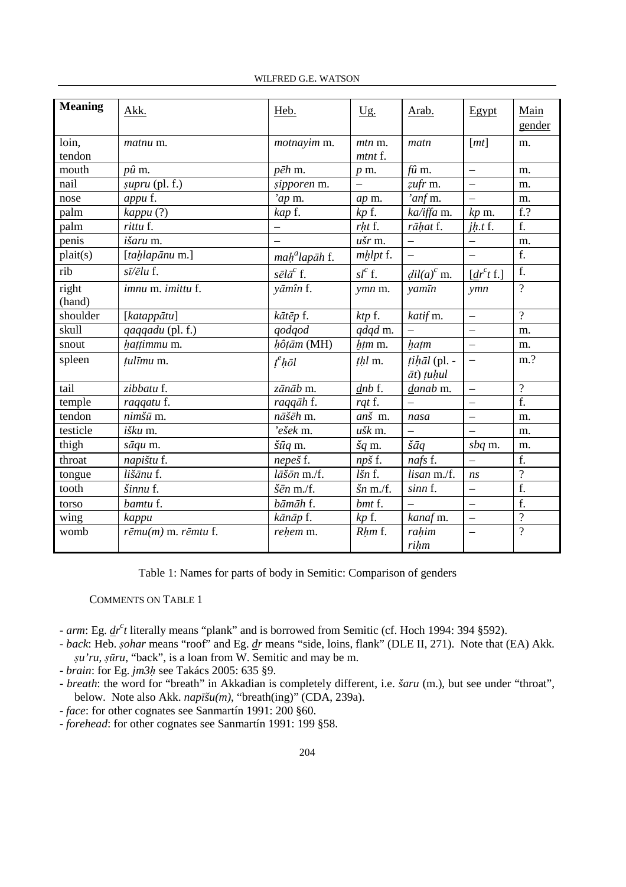| Meaning | Akk. | Heb. | Ug. | Arab. | Egypt | Main gender |
|---|---|---|---|---|---|---|
| loin, tendon | *matnu* m. | *motnayim* m. | *mtn* m. *mtnt* f. | *matn* | [*mt*] | m. |
| mouth | *pû* m. | *pēh* m. | *p* m. | *fû* m. | – | m. |
| nail | *ṣupru* (pl. f.) | *ṣipporen* m. | – | *ẓufr* m. | – | m. |
| nose | *appu* f. | *'ap* m. | *ap* m. | *'anf* m. | – | m. |
| palm | *kappu* (?) | *kap* f. | *kp* f. | *ka/iffa* m. | *kp* m. | f.? |
| palm | *rittu* f. | – | *rḥt* f. | *rāḥat* f. | *jḥ.t* f. | f. |
| penis | *išaru* m. | – | *ušr* m. | – | – | m. |
| plait(s) | [*taḫlapānu* m.] | *maḥ*$^{a}$*lapāh* f. | *mḫlpt* f. | – | – | f. |
| rib | *sī/ēlu* f. | *sēlā*$^{c}$ f. | *sl*$^{c}$ f. | *ḍil(a)*$^{c}$ m. | [*ḏr*$^{c}$*t* f.] | f. |
| right (hand) | *imnu* m. *imittu* f. | *yāmîn* f. | *ymn* m. | *yamīn* | *ymn* | ? |
| shoulder | [*katappātu*] | *kātēp* f. | *ktp* f. | *katif* m. | – | ? |
| skull | *qaqqadu* (pl. f.) | *qodqod* | *qdqd* m. | – | – | m. |
| snout | *ḫaṭṭimmu* m. | *ḥôṭām* (MH) | *ḫṭm* m. | *ḫaṭm* | – | m. |
| spleen | *ṭulīmu* m. | *ṭ*$^{e}$*ḥōl* | *ṭḥl* m. | *ṭiḥāl* (pl. -*āt*) *ṭuḥul* | – | m.? |
| tail | *zibbatu* f. | *zānāb* m. | *ḏnb* f. | *ḏanab* m. | – | ? |
| temple | *raqqatu* f. | *raqqāh* f. | *rqt* f. | – | – | f. |
| tendon | *nimšū* m. | *nāšēh* m. | *anš* m. | *nasa* | – | m. |
| testicle | *išku* m. | *'ešek* m. | *ušk* m. | – | – | m. |
| thigh | *sāqu* m. | *šūq* m. | *šq* m. | *šāq* | *sbq* m. | m. |
| throat | *napištu* f. | *nepeš* f. | *npš* f. | *nafs* f. | – | f. |
| tongue | *lišānu* f. | *lāšōn* m./f. | *lšn* f. | *lisan* m./f. | *ns* | ? |
| tooth | *šinnu* f. | *šēn* m./f. | *šn* m./f. | *sinn* f. | – | f. |
| torso | *bamtu* f. | *bāmāh* f. | *bmt* f. | – | – | f. |
| wing | *kappu* | *kānāp* f. | *kp* f. | *kanaf* m. | – | ? |
| womb | *rēmu(m)* m. *rēmtu* f. | *reḥem* m. | *Rḥm* f. | *raḥim riḥm* | – | ? |

Table 1: Names for parts of body in Semitic: Comparison of genders

COMMENTS ON TABLE 1

- *arm*: Eg. *ḏr*$^{c}$*t* literally means "plank" and is borrowed from Semitic (cf. Hoch 1994: 394 §592).
- *back*: Heb. *ṣohar* means "roof" and Eg. *ḏr* means "side, loins, flank" (DLE II, 271). Note that (EA) Akk. *ṣu'ru*, *ṣūru*, "back", is a loan from W. Semitic and may be m.
- *brain*: for Eg. *jm3ḥ* see Takács 2005: 635 §9.
- *breath*: the word for "breath" in Akkadian is completely different, i.e. *šaru* (m.), but see under "throat", below. Note also Akk. *napīšu(m)*, "breath(ing)" (CDA, 239a).
- *face*: for other cognates see Sanmartín 1991: 200 §60.
- *forehead*: for other cognates see Sanmartín 1991: 199 §58.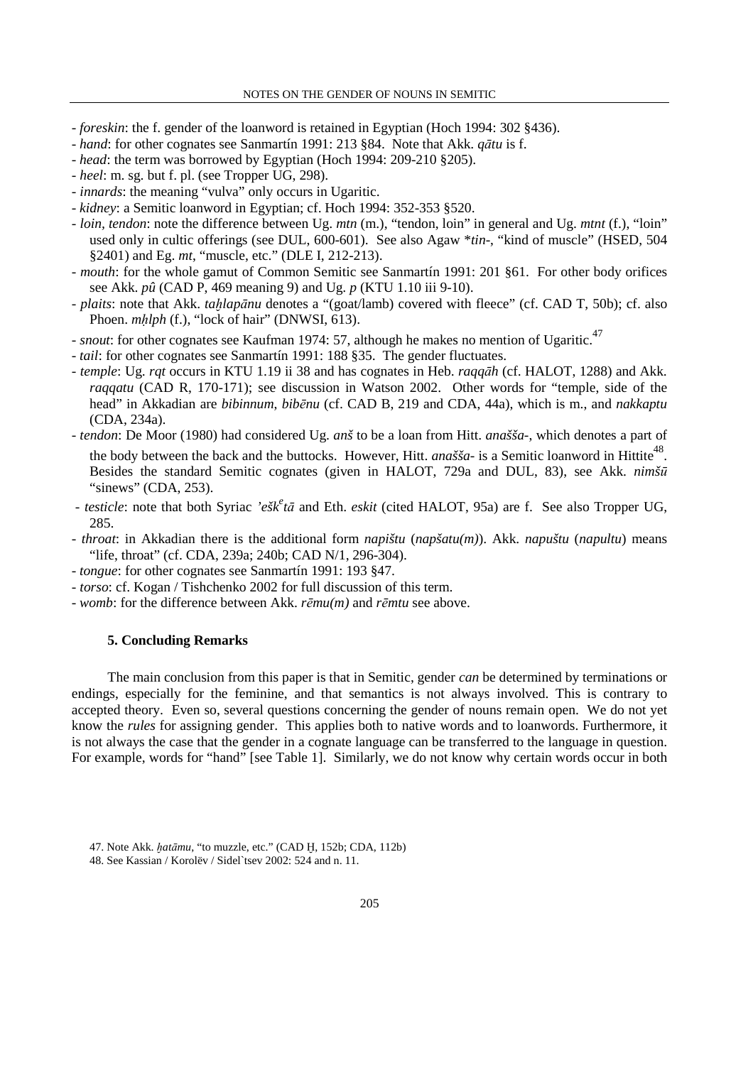- *foreskin*: the f. gender of the loanword is retained in Egyptian (Hoch 1994: 302 §436).
- *hand*: for other cognates see Sanmartín 1991: 213 §84. Note that Akk. *qātu* is f.
- *head*: the term was borrowed by Egyptian (Hoch 1994: 209-210 §205).
- *heel*: m. sg. but f. pl. (see Tropper UG, 298).
- *innards*: the meaning "vulva" only occurs in Ugaritic.
- *kidney*: a Semitic loanword in Egyptian; cf. Hoch 1994: 352-353 §520.
- *loin, tendon*: note the difference between Ug. *mtn* (m.), "tendon, loin" in general and Ug. *mtnt* (f.), "loin" used only in cultic offerings (see DUL, 600-601). See also Agaw \**tin*-, "kind of muscle" (HSED, 504 §2401) and Eg. *mt*, "muscle, etc." (DLE I, 212-213).
- *mouth*: for the whole gamut of Common Semitic see Sanmartín 1991: 201 §61. For other body orifices see Akk. *pû* (CAD P, 469 meaning 9) and Ug. *p* (KTU 1.10 iii 9-10).
- *plaits*: note that Akk. *taḫlapānu* denotes a "(goat/lamb) covered with fleece" (cf. CAD T, 50b); cf. also Phoen. *mḥlph* (f.), "lock of hair" (DNWSI, 613).
- *snout*: for other cognates see Kaufman 1974: 57, although he makes no mention of Ugaritic.[47]
- *tail*: for other cognates see Sanmartín 1991: 188 §35. The gender fluctuates.
- *temple*: Ug. *rqt* occurs in KTU 1.19 ii 38 and has cognates in Heb. *raqqāh* (cf. HALOT, 1288) and Akk. *raqqatu* (CAD R, 170-171); see discussion in Watson 2002. Other words for "temple, side of the head" in Akkadian are *bibinnum*, *bibēnu* (cf. CAD B, 219 and CDA, 44a), which is m., and *nakkaptu* (CDA, 234a).
- *tendon*: De Moor (1980) had considered Ug. *anš* to be a loan from Hitt. *anašša*-, which denotes a part of the body between the back and the buttocks. However, Hitt. *anašša*- is a Semitic loanword in Hittite[48]. Besides the standard Semitic cognates (given in HALOT, 729a and DUL, 83), see Akk. *nimšū* "sinews" (CDA, 253).
- *testicle*: note that both Syriac *'ešk$^{e}$tā* and Eth. *eskit* (cited HALOT, 95a) are f. See also Tropper UG, 285.
- *throat*: in Akkadian there is the additional form *napištu* (*napšatu(m)*). Akk. *napuštu* (*napultu*) means "life, throat" (cf. CDA, 239a; 240b; CAD N/1, 296-304).
- *tongue*: for other cognates see Sanmartín 1991: 193 §47.
- *torso*: cf. Kogan / Tishchenko 2002 for full discussion of this term.
- *womb*: for the difference between Akk. *rēmu(m)* and *rēmtu* see above.

## 5. Concluding Remarks

The main conclusion from this paper is that in Semitic, gender *can* be determined by terminations or endings, especially for the feminine, and that semantics is not always involved. This is contrary to accepted theory. Even so, several questions concerning the gender of nouns remain open. We do not yet know the *rules* for assigning gender. This applies both to native words and to loanwords. Furthermore, it is not always the case that the gender in a cognate language can be transferred to the language in question. For example, words for "hand" [see Table 1]. Similarly, we do not know why certain words occur in both

47. Note Akk. *ḫatāmu*, "to muzzle, etc." (CAD Ḫ, 152b; CDA, 112b)

48. See Kassian / Korolëv / Sidel`tsev 2002: 524 and n. 11.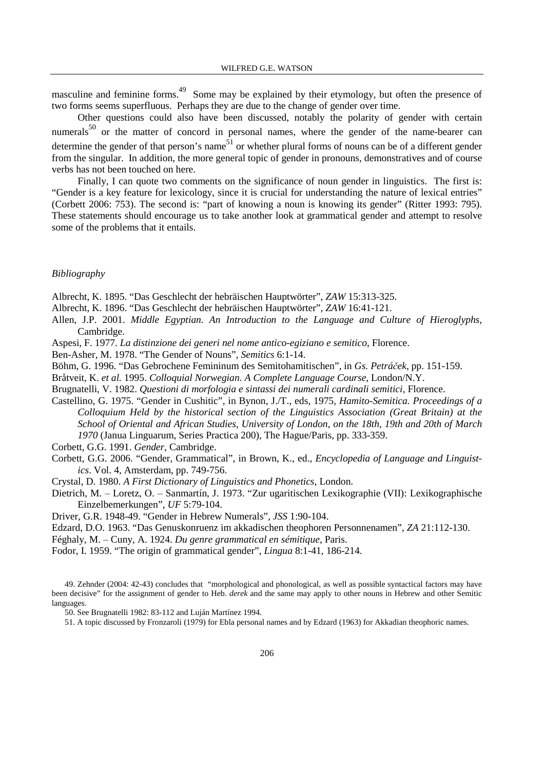masculine and feminine forms.[49] Some may be explained by their etymology, but often the presence of two forms seems superfluous. Perhaps they are due to the change of gender over time.

Other questions could also have been discussed, notably the polarity of gender with certain numerals[50] or the matter of concord in personal names, where the gender of the name-bearer can determine the gender of that person's name[51] or whether plural forms of nouns can be of a different gender from the singular. In addition, the more general topic of gender in pronouns, demonstratives and of course verbs has not been touched on here.

Finally, I can quote two comments on the significance of noun gender in linguistics. The first is: "Gender is a key feature for lexicology, since it is crucial for understanding the nature of lexical entries" (Corbett 2006: 753). The second is: "part of knowing a noun is knowing its gender" (Ritter 1993: 795). These statements should encourage us to take another look at grammatical gender and attempt to resolve some of the problems that it entails.

*Bibliography*

Albrecht, K. 1895. "Das Geschlecht der hebräischen Hauptwörter", *ZAW* 15:313-325.

Albrecht, K. 1896. "Das Geschlecht der hebräischen Hauptwörter", *ZAW* 16:41-121.

Allen, J.P. 2001. *Middle Egyptian. An Introduction to the Language and Culture of Hieroglyphs*, Cambridge.

Aspesi, F. 1977. *La distinzione dei generi nel nome antico-egiziano e semitico*, Florence.

Ben-Asher, M. 1978. "The Gender of Nouns", *Semitics* 6:1-14.

Böhm, G. 1996. "Das Gebrochene Femininum des Semitohamitischen", in *Gs. Petráček*, pp. 151-159.

Bråtveit, K. *et al.* 1995. *Colloquial Norwegian. A Complete Language Course*, London/N.Y.

Brugnatelli, V. 1982. *Questioni di morfologia e sintassi dei numerali cardinali semitici*, Florence.

Castellino, G. 1975. "Gender in Cushitic", in Bynon, J./T., eds, 1975, *Hamito-Semitica. Proceedings of a Colloquium Held by the historical section of the Linguistics Association (Great Britain) at the School of Oriental and African Studies, University of London, on the 18th, 19th and 20th of March 1970* (Janua Linguarum, Series Practica 200), The Hague/Paris, pp. 333-359.

Corbett, G.G. 1991. *Gender*, Cambridge.

Corbett, G.G. 2006. "Gender, Grammatical", in Brown, K., ed., *Encyclopedia of Language and Linguistics*. Vol. 4, Amsterdam, pp. 749-756.

Crystal, D. 1980. *A First Dictionary of Linguistics and Phonetics*, London.

Dietrich, M. – Loretz, O. – Sanmartín, J. 1973. "Zur ugaritischen Lexikographie (VII): Lexikographische Einzelbemerkungen", *UF* 5:79-104.

Driver, G.R. 1948-49. "Gender in Hebrew Numerals", *JSS* 1:90-104.

Edzard, D.O. 1963. "Das Genuskonruenz im akkadischen theophoren Personnenamen", *ZA* 21:112-130.

Féghaly, M. – Cuny, A. 1924. *Du genre grammatical en sémitique*, Paris.

Fodor, I. 1959. "The origin of grammatical gender", *Lingua* 8:1-41, 186-214.

49. Zehnder (2004: 42-43) concludes that "morphological and phonological, as well as possible syntactical factors may have been decisive" for the assignment of gender to Heb. *derek* and the same may apply to other nouns in Hebrew and other Semitic languages.

50. See Brugnatelli 1982: 83-112 and Luján Martínez 1994.

51. A topic discussed by Fronzaroli (1979) for Ebla personal names and by Edzard (1963) for Akkadian theophoric names.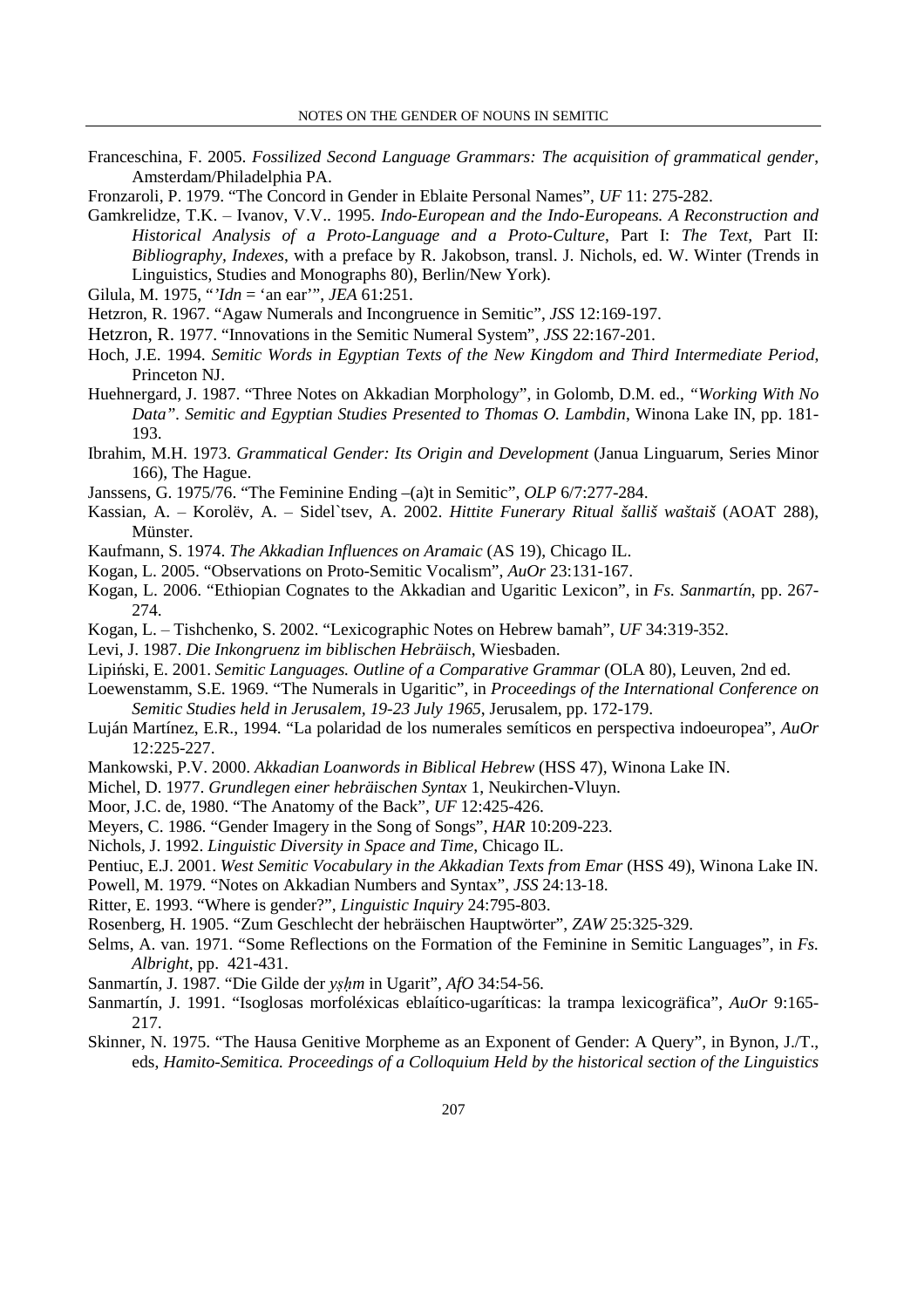Franceschina, F. 2005. *Fossilized Second Language Grammars: The acquisition of grammatical gender*, Amsterdam/Philadelphia PA.

Fronzaroli, P. 1979. "The Concord in Gender in Eblaite Personal Names", *UF* 11: 275-282.

Gamkrelidze, T.K. – Ivanov, V.V.. 1995. *Indo-European and the Indo-Europeans. A Reconstruction and Historical Analysis of a Proto-Language and a Proto-Culture*, Part I: *The Text*, Part II: *Bibliography, Indexes*, with a preface by R. Jakobson, transl. J. Nichols, ed. W. Winter (Trends in Linguistics, Studies and Monographs 80), Berlin/New York).

Gilula, M. 1975, "*'Idn* = 'an ear'", *JEA* 61:251.

Hetzron, R. 1967. "Agaw Numerals and Incongruence in Semitic", *JSS* 12:169-197.

Hetzron, R. 1977. "Innovations in the Semitic Numeral System", *JSS* 22:167-201.

Hoch, J.E. 1994. *Semitic Words in Egyptian Texts of the New Kingdom and Third Intermediate Period*, Princeton NJ.

Huehnergard, J. 1987. "Three Notes on Akkadian Morphology", in Golomb, D.M. ed., *"Working With No Data". Semitic and Egyptian Studies Presented to Thomas O. Lambdin*, Winona Lake IN, pp. 181-193.

Ibrahim, M.H. 1973. *Grammatical Gender: Its Origin and Development* (Janua Linguarum, Series Minor 166), The Hague.

Janssens, G. 1975/76. "The Feminine Ending –(a)t in Semitic", *OLP* 6/7:277-284.

Kassian, A. – Korolëv, A. – Sidel`tsev, A. 2002. *Hittite Funerary Ritual šalliš waštaiš* (AOAT 288), Münster.

Kaufmann, S. 1974. *The Akkadian Influences on Aramaic* (AS 19), Chicago IL.

Kogan, L. 2005. "Observations on Proto-Semitic Vocalism", *AuOr* 23:131-167.

Kogan, L. 2006. "Ethiopian Cognates to the Akkadian and Ugaritic Lexicon", in *Fs. Sanmartín*, pp. 267-274.

Kogan, L. – Tishchenko, S. 2002. "Lexicographic Notes on Hebrew bamah", *UF* 34:319-352.

Levi, J. 1987. *Die Inkongruenz im biblischen Hebräisch*, Wiesbaden.

Lipiński, E. 2001. *Semitic Languages. Outline of a Comparative Grammar* (OLA 80), Leuven, 2nd ed.

Loewenstamm, S.E. 1969. "The Numerals in Ugaritic", in *Proceedings of the International Conference on Semitic Studies held in Jerusalem, 19-23 July 1965*, Jerusalem, pp. 172-179.

Luján Martínez, E.R., 1994. "La polaridad de los numerales semíticos en perspectiva indoeuropea", *AuOr* 12:225-227.

Mankowski, P.V. 2000. *Akkadian Loanwords in Biblical Hebrew* (HSS 47), Winona Lake IN.

Michel, D. 1977. *Grundlegen einer hebräischen Syntax* 1, Neukirchen-Vluyn.

Moor, J.C. de, 1980. "The Anatomy of the Back", *UF* 12:425-426.

Meyers, C. 1986. "Gender Imagery in the Song of Songs", *HAR* 10:209-223.

Nichols, J. 1992. *Linguistic Diversity in Space and Time*, Chicago IL.

Pentiuc, E.J. 2001. *West Semitic Vocabulary in the Akkadian Texts from Emar* (HSS 49), Winona Lake IN.

Powell, M. 1979. "Notes on Akkadian Numbers and Syntax", *JSS* 24:13-18.

Ritter, E. 1993. "Where is gender?", *Linguistic Inquiry* 24:795-803.

Rosenberg, H. 1905. "Zum Geschlecht der hebräischen Hauptwörter", *ZAW* 25:325-329.

Selms, A. van. 1971. "Some Reflections on the Formation of the Feminine in Semitic Languages", in *Fs. Albright*, pp. 421-431.

Sanmartín, J. 1987. "Die Gilde der *yṣḥm* in Ugarit", *AfO* 34:54-56.

Sanmartín, J. 1991. "Isoglosas morfoléxicas eblaítico-ugaríticas: la trampa lexicogräfica", *AuOr* 9:165-217.

Skinner, N. 1975. "The Hausa Genitive Morpheme as an Exponent of Gender: A Query", in Bynon, J./T., eds, *Hamito-Semitica. Proceedings of a Colloquium Held by the historical section of the Linguistics*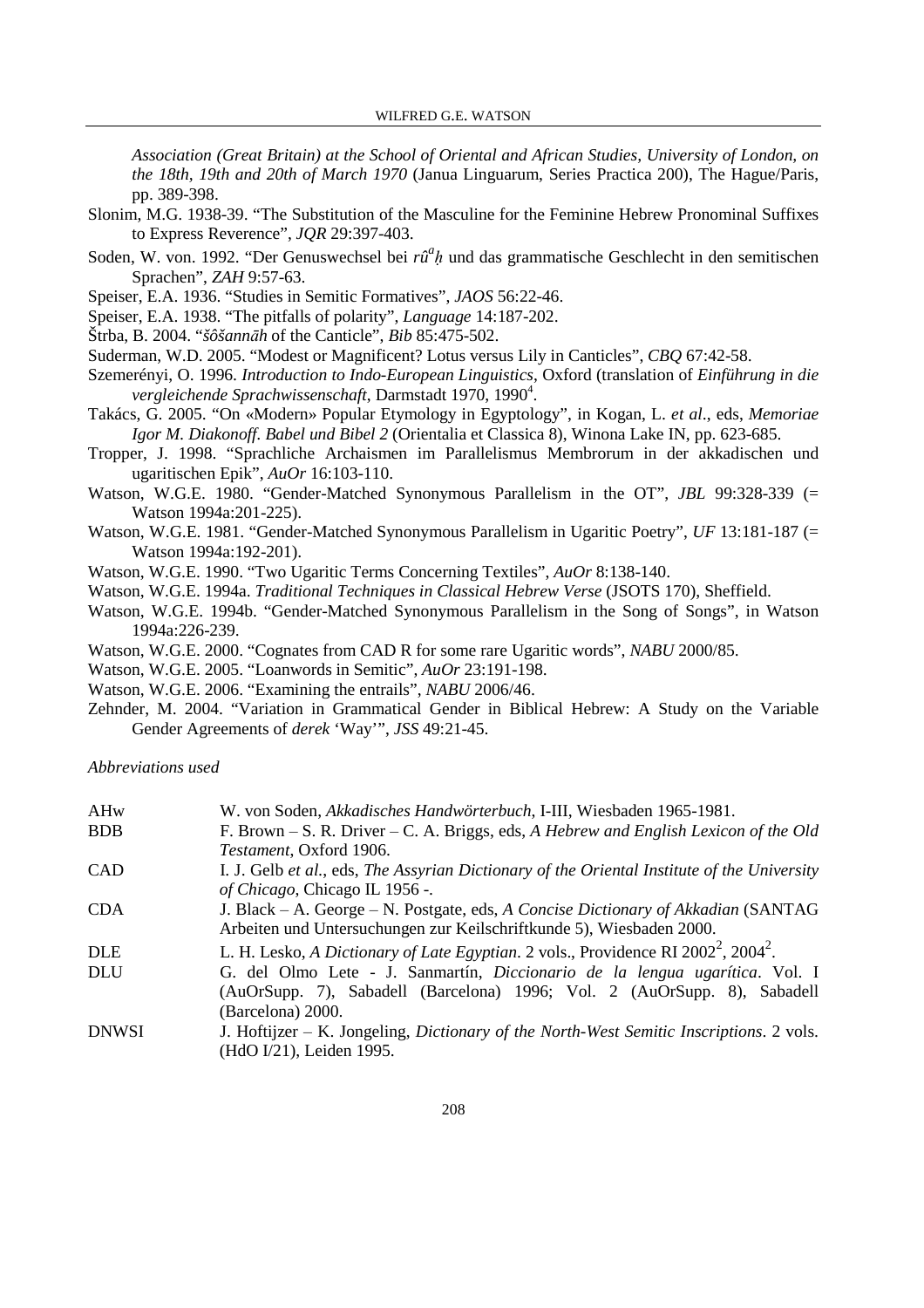*Association (Great Britain) at the School of Oriental and African Studies, University of London, on the 18th, 19th and 20th of March 1970* (Janua Linguarum, Series Practica 200), The Hague/Paris, pp. 389-398.

Slonim, M.G. 1938-39. "The Substitution of the Masculine for the Feminine Hebrew Pronominal Suffixes to Express Reverence", *JQR* 29:397-403.

Soden, W. von. 1992. "Der Genuswechsel bei *rû$^{a}$ḥ* und das grammatische Geschlecht in den semitischen Sprachen", *ZAH* 9:57-63.

Speiser, E.A. 1936. "Studies in Semitic Formatives", *JAOS* 56:22-46.

Speiser, E.A. 1938. "The pitfalls of polarity", *Language* 14:187-202.

Štrba, B. 2004. "*šôšannāh* of the Canticle", *Bib* 85:475-502.

Suderman, W.D. 2005. "Modest or Magnificent? Lotus versus Lily in Canticles", *CBQ* 67:42-58.

Szemerényi, O. 1996. *Introduction to Indo-European Linguistics*, Oxford (translation of *Einführung in die vergleichende Sprachwissenschaft*, Darmstadt 1970, 1990[4].

Takács, G. 2005. "On «Modern» Popular Etymology in Egyptology", in Kogan, L. *et al*., eds, *Memoriae Igor M. Diakonoff. Babel und Bibel 2* (Orientalia et Classica 8), Winona Lake IN, pp. 623-685.

Tropper, J. 1998. "Sprachliche Archaismen im Parallelismus Membrorum in der akkadischen und ugaritischen Epik", *AuOr* 16:103-110.

Watson, W.G.E. 1980. "Gender-Matched Synonymous Parallelism in the OT", *JBL* 99:328-339 (= Watson 1994a:201-225).

Watson, W.G.E. 1981. "Gender-Matched Synonymous Parallelism in Ugaritic Poetry", *UF* 13:181-187 (= Watson 1994a:192-201).

Watson, W.G.E. 1990. "Two Ugaritic Terms Concerning Textiles", *AuOr* 8:138-140.

Watson, W.G.E. 1994a. *Traditional Techniques in Classical Hebrew Verse* (JSOTS 170), Sheffield.

Watson, W.G.E. 1994b. "Gender-Matched Synonymous Parallelism in the Song of Songs", in Watson 1994a:226-239.

Watson, W.G.E. 2000. "Cognates from CAD R for some rare Ugaritic words", *NABU* 2000/85.

Watson, W.G.E. 2005. "Loanwords in Semitic", *AuOr* 23:191-198.

Watson, W.G.E. 2006. "Examining the entrails", *NABU* 2006/46.

Zehnder, M. 2004. "Variation in Grammatical Gender in Biblical Hebrew: A Study on the Variable Gender Agreements of *derek* 'Way'", *JSS* 49:21-45.

*Abbreviations used*

| | |
|---|---|
| AHw | W. von Soden, *Akkadisches Handwörterbuch*, I-III, Wiesbaden 1965-1981. |
| BDB | F. Brown – S. R. Driver – C. A. Briggs, eds, *A Hebrew and English Lexicon of the Old Testament*, Oxford 1906. |
| CAD | I. J. Gelb *et al*., eds, *The Assyrian Dictionary of the Oriental Institute of the University of Chicago*, Chicago IL 1956 -. |
| CDA | J. Black – A. George – N. Postgate, eds, *A Concise Dictionary of Akkadian* (SANTAG Arbeiten und Untersuchungen zur Keilschriftkunde 5), Wiesbaden 2000. |
| DLE | L. H. Lesko, *A Dictionary of Late Egyptian*. 2 vols., Providence RI 2002[2], 2004[2]. |
| DLU | G. del Olmo Lete - J. Sanmartín, *Diccionario de la lengua ugarítica*. Vol. I (AuOrSupp. 7), Sabadell (Barcelona) 1996; Vol. 2 (AuOrSupp. 8), Sabadell (Barcelona) 2000. |
| DNWSI | J. Hoftijzer – K. Jongeling, *Dictionary of the North-West Semitic Inscriptions*. 2 vols. (HdO I/21), Leiden 1995. |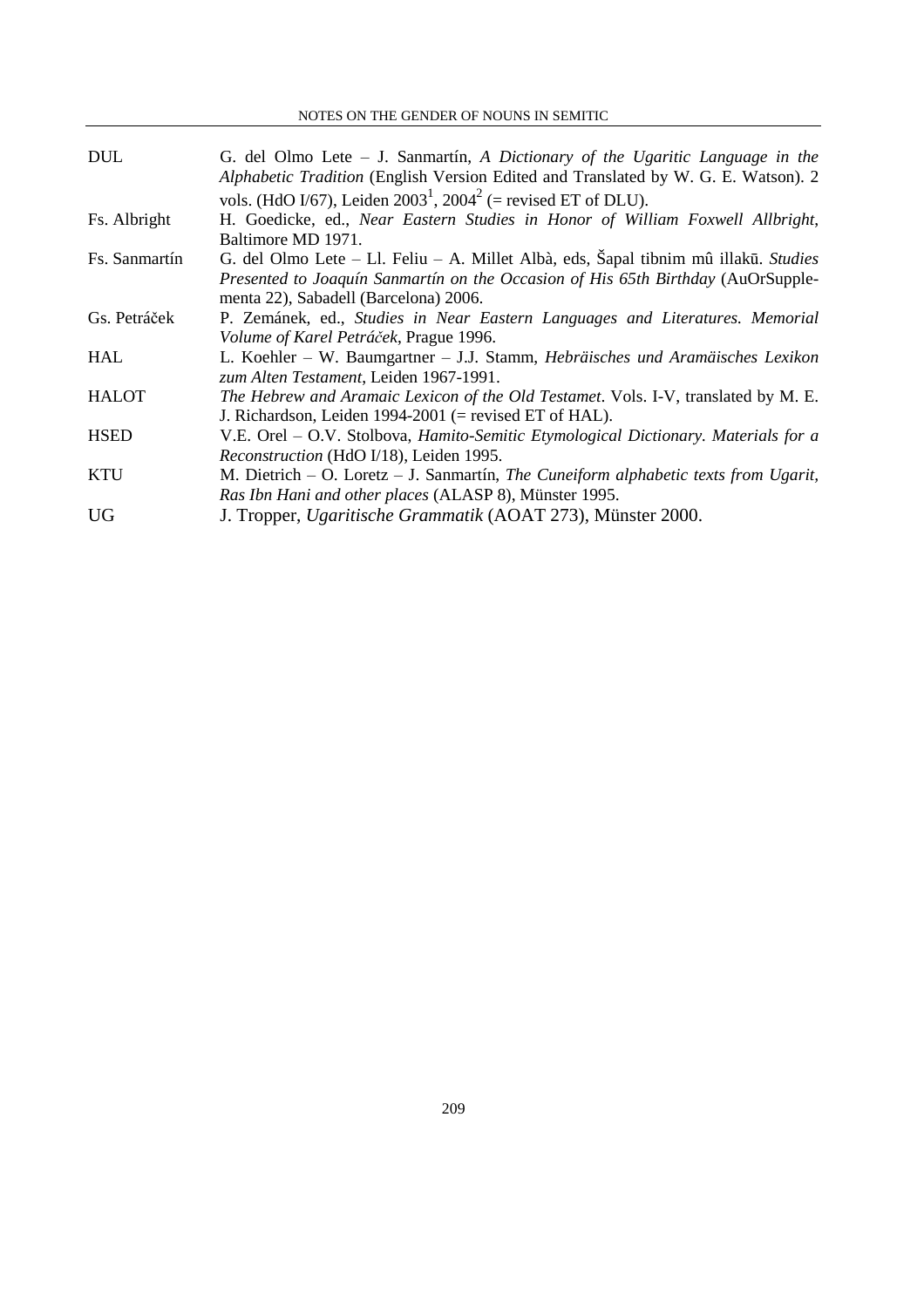| | |
|---|---|
| DUL | G. del Olmo Lete – J. Sanmartín, *A Dictionary of the Ugaritic Language in the Alphabetic Tradition* (English Version Edited and Translated by W. G. E. Watson). 2 vols. (HdO I/67), Leiden 2003[1], 2004[2] (= revised ET of DLU). |
| Fs. Albright | H. Goedicke, ed., *Near Eastern Studies in Honor of William Foxwell Allbright*, Baltimore MD 1971. |
| Fs. Sanmartín | G. del Olmo Lete – Ll. Feliu – A. Millet Albà, eds, Šapal tibnim mû illakū. *Studies Presented to Joaquín Sanmartín on the Occasion of His 65th Birthday* (AuOrSupplementa 22), Sabadell (Barcelona) 2006. |
| Gs. Petráček | P. Zemánek, ed., *Studies in Near Eastern Languages and Literatures. Memorial Volume of Karel Petráček*, Prague 1996. |
| HAL | L. Koehler – W. Baumgartner – J.J. Stamm, *Hebräisches und Aramäisches Lexikon zum Alten Testament*, Leiden 1967-1991. |
| HALOT | *The Hebrew and Aramaic Lexicon of the Old Testamet*. Vols. I-V, translated by M. E. J. Richardson, Leiden 1994-2001 (= revised ET of HAL). |
| HSED | V.E. Orel – O.V. Stolbova, *Hamito-Semitic Etymological Dictionary. Materials for a Reconstruction* (HdO I/18), Leiden 1995. |
| KTU | M. Dietrich – O. Loretz – J. Sanmartín, *The Cuneiform alphabetic texts from Ugarit, Ras Ibn Hani and other places* (ALASP 8), Münster 1995. |
| UG | J. Tropper, *Ugaritische Grammatik* (AOAT 273), Münster 2000. |